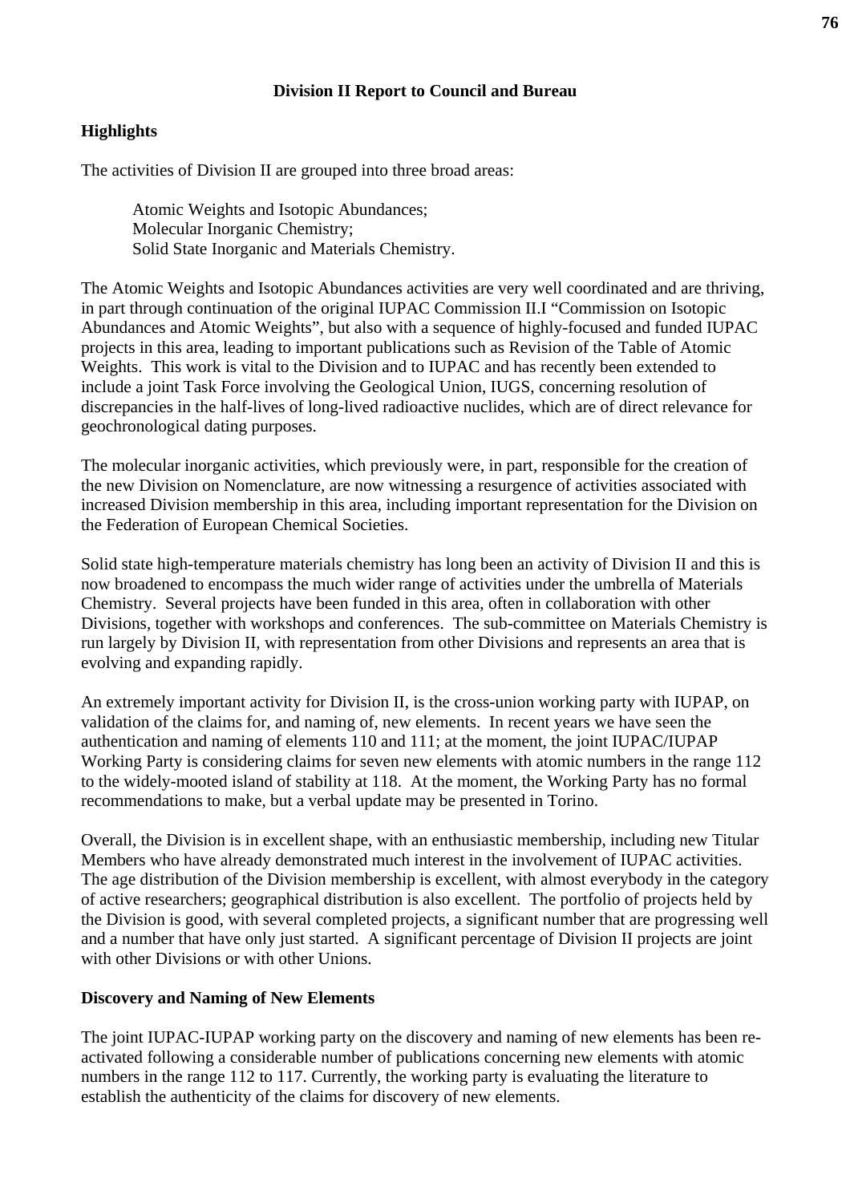# Division II Report to Council and Bureau

## Highlights

The activities of Division II are grouped into three broad areas:

> Atomic Weights and Isotopic Abundances;
> Molecular Inorganic Chemistry;
> Solid State Inorganic and Materials Chemistry.

The Atomic Weights and Isotopic Abundances activities are very well coordinated and are thriving, in part through continuation of the original IUPAC Commission II.I "Commission on Isotopic Abundances and Atomic Weights", but also with a sequence of highly-focused and funded IUPAC projects in this area, leading to important publications such as Revision of the Table of Atomic Weights. This work is vital to the Division and to IUPAC and has recently been extended to include a joint Task Force involving the Geological Union, IUGS, concerning resolution of discrepancies in the half-lives of long-lived radioactive nuclides, which are of direct relevance for geochronological dating purposes.

The molecular inorganic activities, which previously were, in part, responsible for the creation of the new Division on Nomenclature, are now witnessing a resurgence of activities associated with increased Division membership in this area, including important representation for the Division on the Federation of European Chemical Societies.

Solid state high-temperature materials chemistry has long been an activity of Division II and this is now broadened to encompass the much wider range of activities under the umbrella of Materials Chemistry. Several projects have been funded in this area, often in collaboration with other Divisions, together with workshops and conferences. The sub-committee on Materials Chemistry is run largely by Division II, with representation from other Divisions and represents an area that is evolving and expanding rapidly.

An extremely important activity for Division II, is the cross-union working party with IUPAP, on validation of the claims for, and naming of, new elements. In recent years we have seen the authentication and naming of elements 110 and 111; at the moment, the joint IUPAC/IUPAP Working Party is considering claims for seven new elements with atomic numbers in the range 112 to the widely-mooted island of stability at 118. At the moment, the Working Party has no formal recommendations to make, but a verbal update may be presented in Torino.

Overall, the Division is in excellent shape, with an enthusiastic membership, including new Titular Members who have already demonstrated much interest in the involvement of IUPAC activities. The age distribution of the Division membership is excellent, with almost everybody in the category of active researchers; geographical distribution is also excellent. The portfolio of projects held by the Division is good, with several completed projects, a significant number that are progressing well and a number that have only just started. A significant percentage of Division II projects are joint with other Divisions or with other Unions.

## Discovery and Naming of New Elements

The joint IUPAC-IUPAP working party on the discovery and naming of new elements has been re-activated following a considerable number of publications concerning new elements with atomic numbers in the range 112 to 117. Currently, the working party is evaluating the literature to establish the authenticity of the claims for discovery of new elements.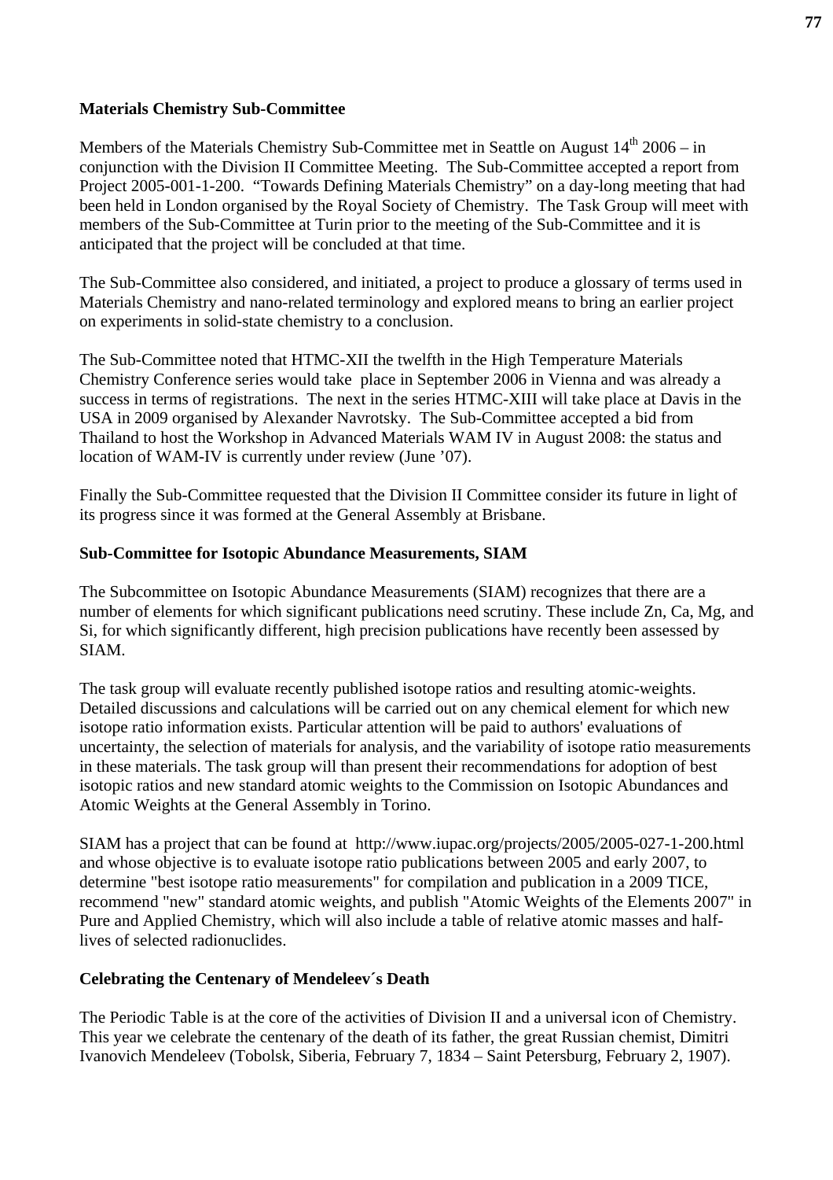**Materials Chemistry Sub-Committee**

Members of the Materials Chemistry Sub-Committee met in Seattle on August $14^{th}$ 2006 – in conjunction with the Division II Committee Meeting. The Sub-Committee accepted a report from Project 2005-001-1-200. "Towards Defining Materials Chemistry" on a day-long meeting that had been held in London organised by the Royal Society of Chemistry. The Task Group will meet with members of the Sub-Committee at Turin prior to the meeting of the Sub-Committee and it is anticipated that the project will be concluded at that time.

The Sub-Committee also considered, and initiated, a project to produce a glossary of terms used in Materials Chemistry and nano-related terminology and explored means to bring an earlier project on experiments in solid-state chemistry to a conclusion.

The Sub-Committee noted that HTMC-XII the twelfth in the High Temperature Materials Chemistry Conference series would take place in September 2006 in Vienna and was already a success in terms of registrations. The next in the series HTMC-XIII will take place at Davis in the USA in 2009 organised by Alexander Navrotsky. The Sub-Committee accepted a bid from Thailand to host the Workshop in Advanced Materials WAM IV in August 2008: the status and location of WAM-IV is currently under review (June '07).

Finally the Sub-Committee requested that the Division II Committee consider its future in light of its progress since it was formed at the General Assembly at Brisbane.

**Sub-Committee for Isotopic Abundance Measurements, SIAM**

The Subcommittee on Isotopic Abundance Measurements (SIAM) recognizes that there are a number of elements for which significant publications need scrutiny. These include Zn, Ca, Mg, and Si, for which significantly different, high precision publications have recently been assessed by SIAM.

The task group will evaluate recently published isotope ratios and resulting atomic-weights. Detailed discussions and calculations will be carried out on any chemical element for which new isotope ratio information exists. Particular attention will be paid to authors' evaluations of uncertainty, the selection of materials for analysis, and the variability of isotope ratio measurements in these materials. The task group will than present their recommendations for adoption of best isotopic ratios and new standard atomic weights to the Commission on Isotopic Abundances and Atomic Weights at the General Assembly in Torino.

SIAM has a project that can be found at http://www.iupac.org/projects/2005/2005-027-1-200.html and whose objective is to evaluate isotope ratio publications between 2005 and early 2007, to determine "best isotope ratio measurements" for compilation and publication in a 2009 TICE, recommend "new" standard atomic weights, and publish "Atomic Weights of the Elements 2007" in Pure and Applied Chemistry, which will also include a table of relative atomic masses and half-lives of selected radionuclides.

**Celebrating the Centenary of Mendeleev´s Death**

The Periodic Table is at the core of the activities of Division II and a universal icon of Chemistry. This year we celebrate the centenary of the death of its father, the great Russian chemist, Dimitri Ivanovich Mendeleev (Tobolsk, Siberia, February 7, 1834 – Saint Petersburg, February 2, 1907).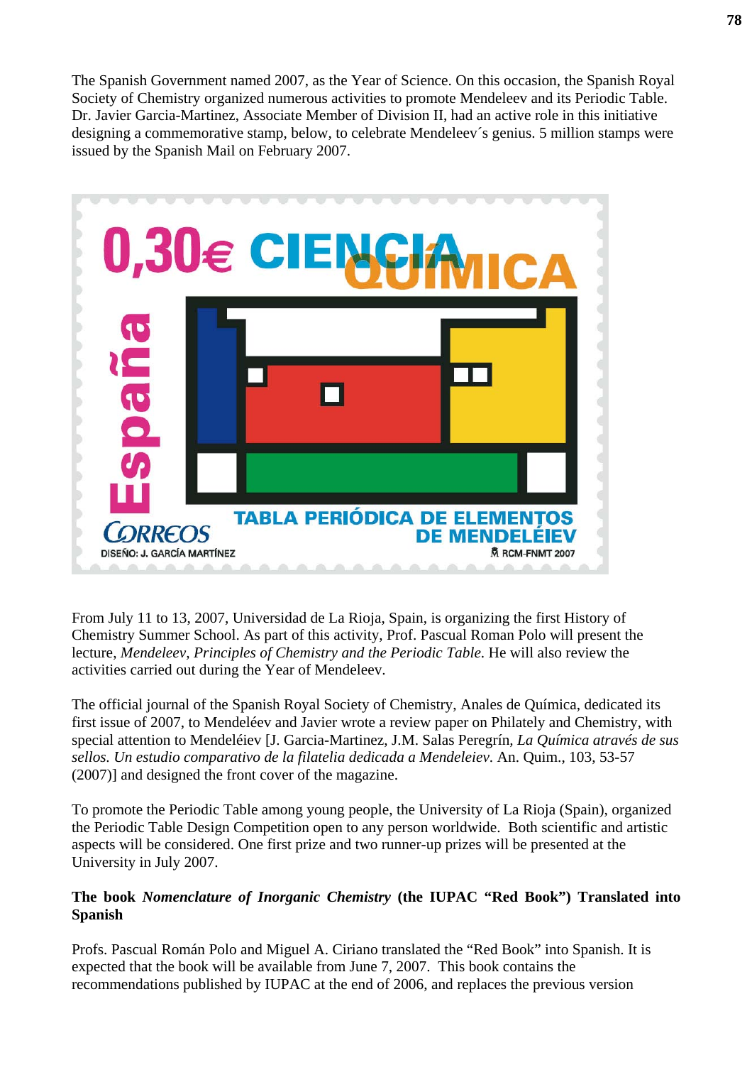The Spanish Government named 2007, as the Year of Science. On this occasion, the Spanish Royal Society of Chemistry organized numerous activities to promote Mendeleev and its Periodic Table. Dr. Javier Garcia-Martinez, Associate Member of Division II, had an active role in this initiative designing a commemorative stamp, below, to celebrate Mendeleev´s genius. 5 million stamps were issued by the Spanish Mail on February 2007.

From July 11 to 13, 2007, Universidad de La Rioja, Spain, is organizing the first History of Chemistry Summer School. As part of this activity, Prof. Pascual Roman Polo will present the lecture, *Mendeleev, Principles of Chemistry and the Periodic Table*. He will also review the activities carried out during the Year of Mendeleev.

The official journal of the Spanish Royal Society of Chemistry, Anales de Química, dedicated its first issue of 2007, to Mendeléev and Javier wrote a review paper on Philately and Chemistry, with special attention to Mendeléiev [J. Garcia-Martinez, J.M. Salas Peregrín, *La Química através de sus sellos. Un estudio comparativo de la filatelia dedicada a Mendeleiev*. An. Quim., 103, 53-57 (2007)] and designed the front cover of the magazine.

To promote the Periodic Table among young people, the University of La Rioja (Spain), organized the Periodic Table Design Competition open to any person worldwide. Both scientific and artistic aspects will be considered. One first prize and two runner-up prizes will be presented at the University in July 2007.

**The book *Nomenclature of Inorganic Chemistry* (the IUPAC "Red Book") Translated into Spanish**

Profs. Pascual Román Polo and Miguel A. Ciriano translated the "Red Book" into Spanish. It is expected that the book will be available from June 7, 2007. This book contains the recommendations published by IUPAC at the end of 2006, and replaces the previous version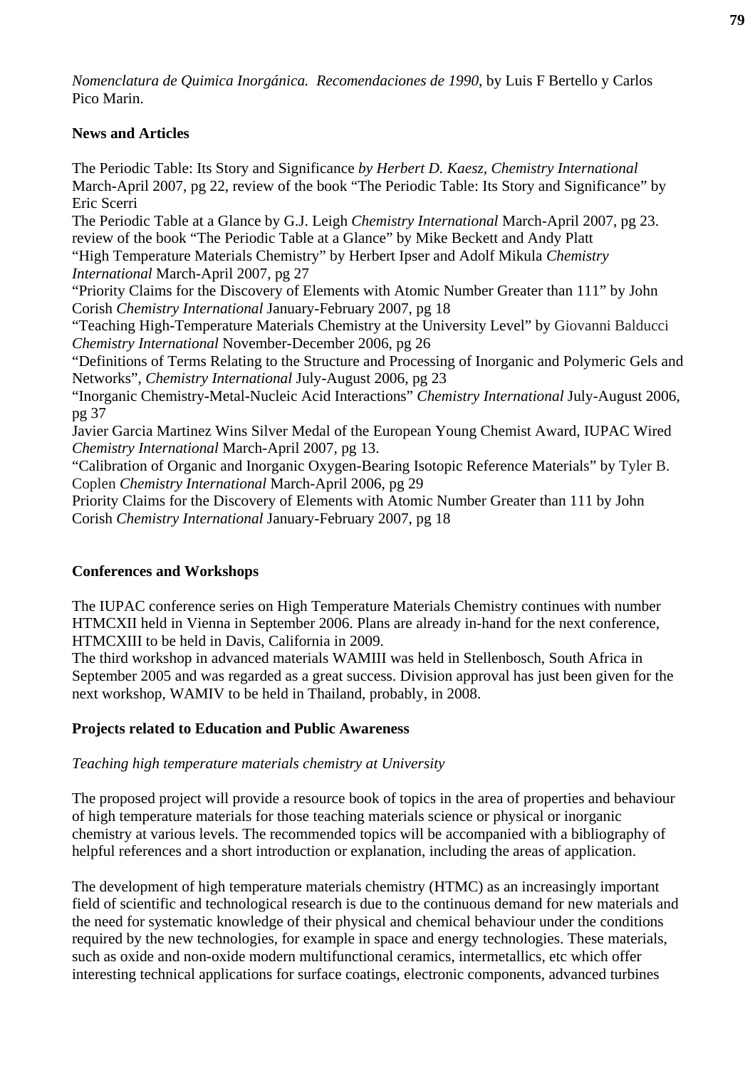*Nomenclatura de Quimica Inorgánica. Recomendaciones de 1990*, by Luis F Bertello y Carlos Pico Marin.

**News and Articles**

The Periodic Table: Its Story and Significance *by Herbert D. Kaesz, Chemistry International* March-April 2007, pg 22, review of the book "The Periodic Table: Its Story and Significance" by Eric Scerri

The Periodic Table at a Glance by G.J. Leigh *Chemistry International* March-April 2007, pg 23. review of the book "The Periodic Table at a Glance" by Mike Beckett and Andy Platt

"High Temperature Materials Chemistry" by Herbert Ipser and Adolf Mikula *Chemistry International* March-April 2007, pg 27

"Priority Claims for the Discovery of Elements with Atomic Number Greater than 111" by John Corish *Chemistry International* January-February 2007, pg 18

"Teaching High-Temperature Materials Chemistry at the University Level" by Giovanni Balducci *Chemistry International* November-December 2006, pg 26

"Definitions of Terms Relating to the Structure and Processing of Inorganic and Polymeric Gels and Networks", *Chemistry International* July-August 2006, pg 23

"Inorganic Chemistry-Metal-Nucleic Acid Interactions" *Chemistry International* July-August 2006, pg 37

Javier Garcia Martinez Wins Silver Medal of the European Young Chemist Award, IUPAC Wired *Chemistry International* March-April 2007, pg 13.

"Calibration of Organic and Inorganic Oxygen-Bearing Isotopic Reference Materials" by Tyler B. Coplen *Chemistry International* March-April 2006, pg 29

Priority Claims for the Discovery of Elements with Atomic Number Greater than 111 by John Corish *Chemistry International* January-February 2007, pg 18

**Conferences and Workshops**

The IUPAC conference series on High Temperature Materials Chemistry continues with number HTMCXII held in Vienna in September 2006. Plans are already in-hand for the next conference, HTMCXIII to be held in Davis, California in 2009.

The third workshop in advanced materials WAMIII was held in Stellenbosch, South Africa in September 2005 and was regarded as a great success. Division approval has just been given for the next workshop, WAMIV to be held in Thailand, probably, in 2008.

**Projects related to Education and Public Awareness**

*Teaching high temperature materials chemistry at University*

The proposed project will provide a resource book of topics in the area of properties and behaviour of high temperature materials for those teaching materials science or physical or inorganic chemistry at various levels. The recommended topics will be accompanied with a bibliography of helpful references and a short introduction or explanation, including the areas of application.

The development of high temperature materials chemistry (HTMC) as an increasingly important field of scientific and technological research is due to the continuous demand for new materials and the need for systematic knowledge of their physical and chemical behaviour under the conditions required by the new technologies, for example in space and energy technologies. These materials, such as oxide and non-oxide modern multifunctional ceramics, intermetallics, etc which offer interesting technical applications for surface coatings, electronic components, advanced turbines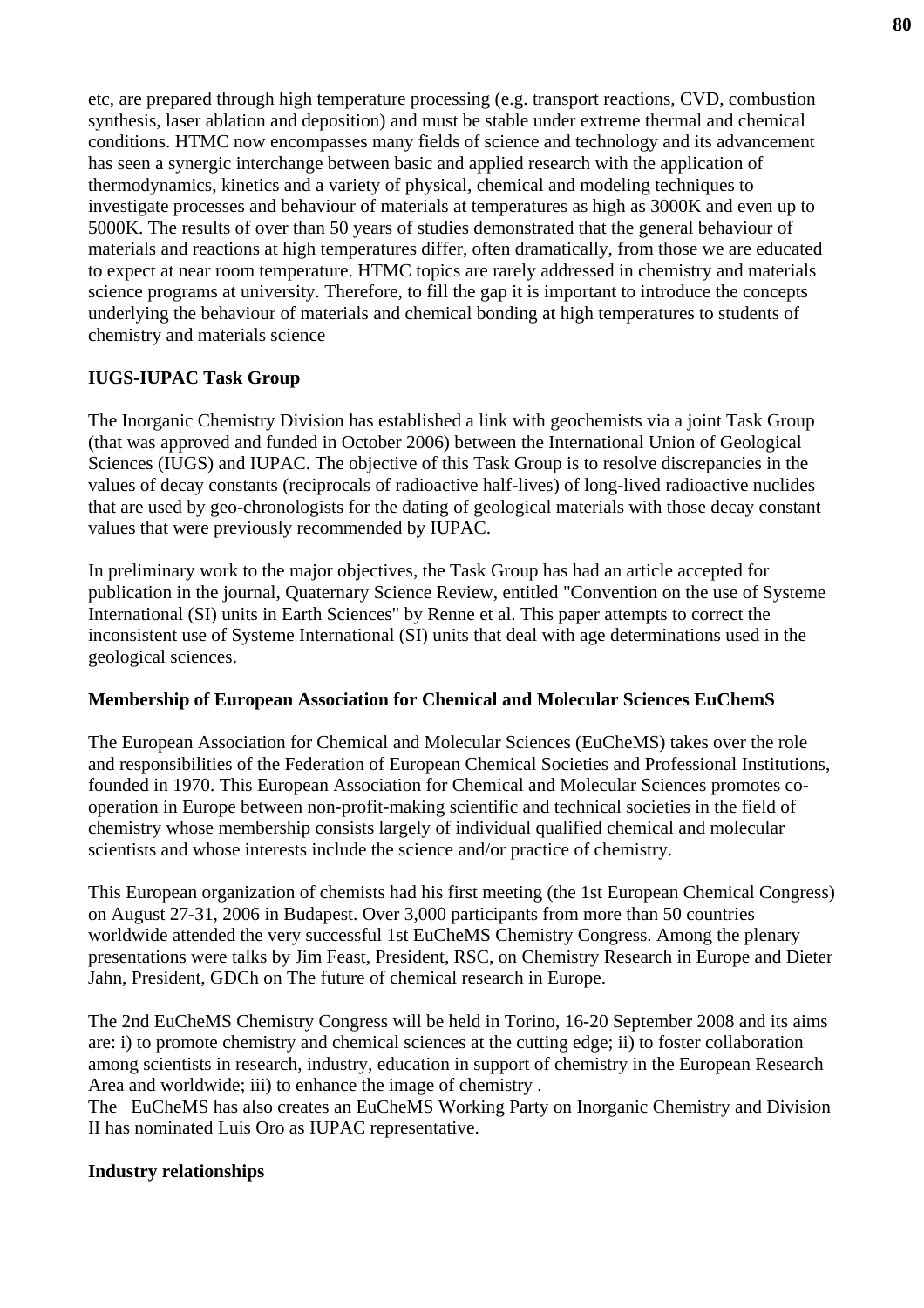etc, are prepared through high temperature processing (e.g. transport reactions, CVD, combustion synthesis, laser ablation and deposition) and must be stable under extreme thermal and chemical conditions. HTMC now encompasses many fields of science and technology and its advancement has seen a synergic interchange between basic and applied research with the application of thermodynamics, kinetics and a variety of physical, chemical and modeling techniques to investigate processes and behaviour of materials at temperatures as high as 3000K and even up to 5000K. The results of over than 50 years of studies demonstrated that the general behaviour of materials and reactions at high temperatures differ, often dramatically, from those we are educated to expect at near room temperature. HTMC topics are rarely addressed in chemistry and materials science programs at university. Therefore, to fill the gap it is important to introduce the concepts underlying the behaviour of materials and chemical bonding at high temperatures to students of chemistry and materials science

**IUGS-IUPAC Task Group**

The Inorganic Chemistry Division has established a link with geochemists via a joint Task Group (that was approved and funded in October 2006) between the International Union of Geological Sciences (IUGS) and IUPAC. The objective of this Task Group is to resolve discrepancies in the values of decay constants (reciprocals of radioactive half-lives) of long-lived radioactive nuclides that are used by geo-chronologists for the dating of geological materials with those decay constant values that were previously recommended by IUPAC.

In preliminary work to the major objectives, the Task Group has had an article accepted for publication in the journal, Quaternary Science Review, entitled "Convention on the use of Systeme International (SI) units in Earth Sciences" by Renne et al. This paper attempts to correct the inconsistent use of Systeme International (SI) units that deal with age determinations used in the geological sciences.

**Membership of European Association for Chemical and Molecular Sciences EuChemS**

The European Association for Chemical and Molecular Sciences (EuCheMS) takes over the role and responsibilities of the Federation of European Chemical Societies and Professional Institutions, founded in 1970. This European Association for Chemical and Molecular Sciences promotes co-operation in Europe between non-profit-making scientific and technical societies in the field of chemistry whose membership consists largely of individual qualified chemical and molecular scientists and whose interests include the science and/or practice of chemistry.

This European organization of chemists had his first meeting (the 1st European Chemical Congress) on August 27-31, 2006 in Budapest. Over 3,000 participants from more than 50 countries worldwide attended the very successful 1st EuCheMS Chemistry Congress. Among the plenary presentations were talks by Jim Feast, President, RSC, on Chemistry Research in Europe and Dieter Jahn, President, GDCh on The future of chemical research in Europe.

The 2nd EuCheMS Chemistry Congress will be held in Torino, 16-20 September 2008 and its aims are: i) to promote chemistry and chemical sciences at the cutting edge; ii) to foster collaboration among scientists in research, industry, education in support of chemistry in the European Research Area and worldwide; iii) to enhance the image of chemistry .
The EuCheMS has also creates an EuCheMS Working Party on Inorganic Chemistry and Division II has nominated Luis Oro as IUPAC representative.

**Industry relationships**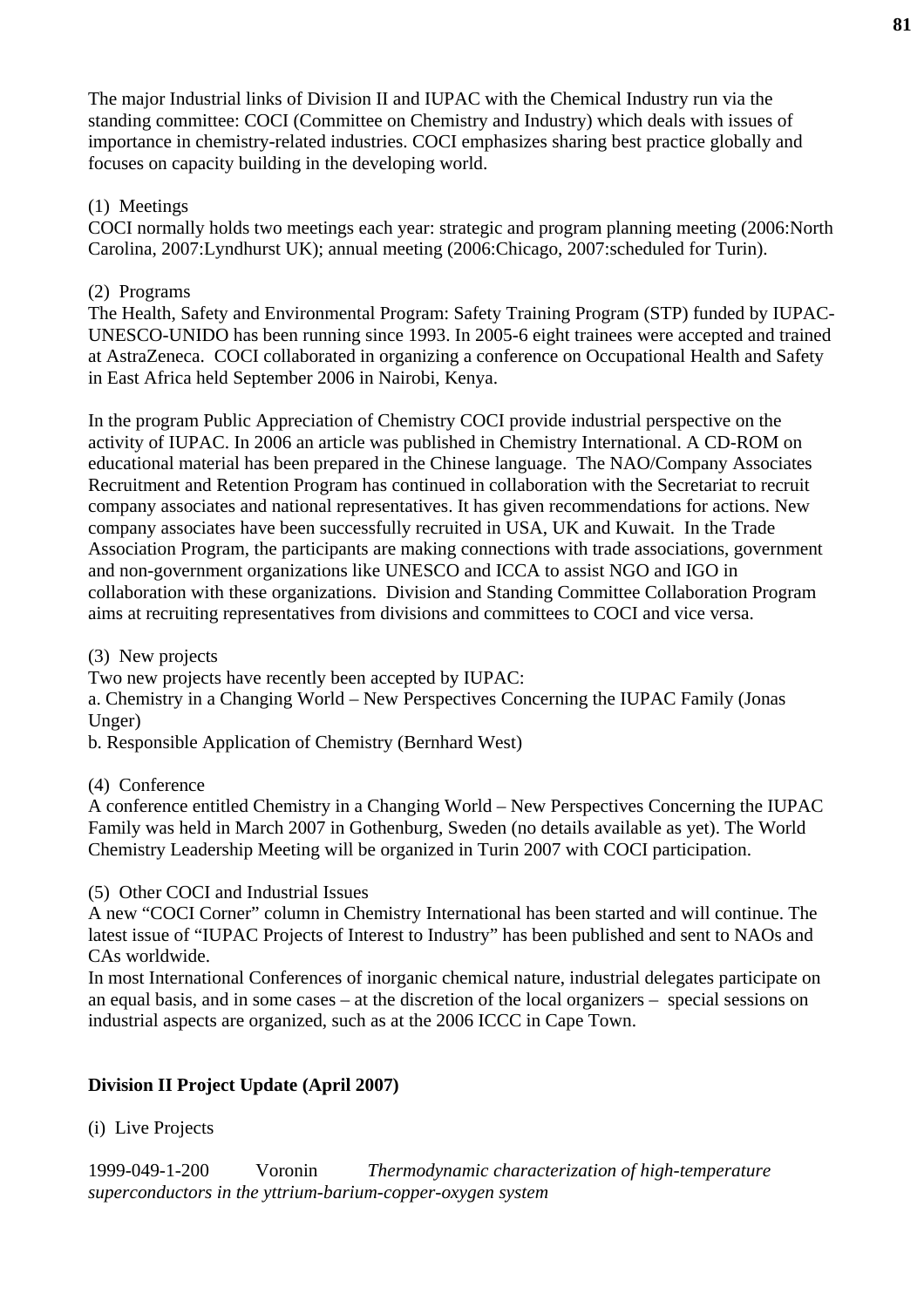The major Industrial links of Division II and IUPAC with the Chemical Industry run via the standing committee: COCI (Committee on Chemistry and Industry) which deals with issues of importance in chemistry-related industries. COCI emphasizes sharing best practice globally and focuses on capacity building in the developing world.

(1) Meetings
COCI normally holds two meetings each year: strategic and program planning meeting (2006:North Carolina, 2007:Lyndhurst UK); annual meeting (2006:Chicago, 2007:scheduled for Turin).

(2) Programs
The Health, Safety and Environmental Program: Safety Training Program (STP) funded by IUPAC-UNESCO-UNIDO has been running since 1993. In 2005-6 eight trainees were accepted and trained at AstraZeneca. COCI collaborated in organizing a conference on Occupational Health and Safety in East Africa held September 2006 in Nairobi, Kenya.

In the program Public Appreciation of Chemistry COCI provide industrial perspective on the activity of IUPAC. In 2006 an article was published in Chemistry International. A CD-ROM on educational material has been prepared in the Chinese language. The NAO/Company Associates Recruitment and Retention Program has continued in collaboration with the Secretariat to recruit company associates and national representatives. It has given recommendations for actions. New company associates have been successfully recruited in USA, UK and Kuwait. In the Trade Association Program, the participants are making connections with trade associations, government and non-government organizations like UNESCO and ICCA to assist NGO and IGO in collaboration with these organizations. Division and Standing Committee Collaboration Program aims at recruiting representatives from divisions and committees to COCI and vice versa.

(3) New projects
Two new projects have recently been accepted by IUPAC:
a. Chemistry in a Changing World – New Perspectives Concerning the IUPAC Family (Jonas Unger)
b. Responsible Application of Chemistry (Bernhard West)

(4) Conference
A conference entitled Chemistry in a Changing World – New Perspectives Concerning the IUPAC Family was held in March 2007 in Gothenburg, Sweden (no details available as yet). The World Chemistry Leadership Meeting will be organized in Turin 2007 with COCI participation.

(5) Other COCI and Industrial Issues
A new "COCI Corner" column in Chemistry International has been started and will continue. The latest issue of "IUPAC Projects of Interest to Industry" has been published and sent to NAOs and CAs worldwide.
In most International Conferences of inorganic chemical nature, industrial delegates participate on an equal basis, and in some cases – at the discretion of the local organizers – special sessions on industrial aspects are organized, such as at the 2006 ICCC in Cape Town.

**Division II Project Update (April 2007)**

(i) Live Projects

1999-049-1-200 Voronin *Thermodynamic characterization of high-temperature superconductors in the yttrium-barium-copper-oxygen system*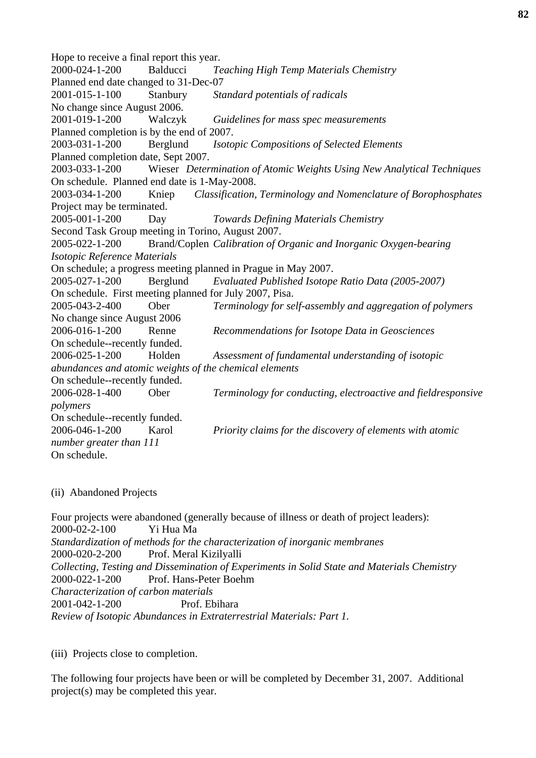Hope to receive a final report this year.

2000-024-1-200 Balducci *Teaching High Temp Materials Chemistry*
Planned end date changed to 31-Dec-07

2001-015-1-100 Stanbury *Standard potentials of radicals*
No change since August 2006.

2001-019-1-200 Walczyk *Guidelines for mass spec measurements*
Planned completion is by the end of 2007.

2003-031-1-200 Berglund *Isotopic Compositions of Selected Elements*
Planned completion date, Sept 2007.

2003-033-1-200 Wieser *Determination of Atomic Weights Using New Analytical Techniques*
On schedule. Planned end date is 1-May-2008.

2003-034-1-200 Kniep *Classification, Terminology and Nomenclature of Borophosphates*
Project may be terminated.

2005-001-1-200 Day *Towards Defining Materials Chemistry*
Second Task Group meeting in Torino, August 2007.

2005-022-1-200 Brand/Coplen *Calibration of Organic and Inorganic Oxygen-bearing Isotopic Reference Materials*
On schedule; a progress meeting planned in Prague in May 2007.

2005-027-1-200 Berglund *Evaluated Published Isotope Ratio Data (2005-2007)*
On schedule. First meeting planned for July 2007, Pisa.

2005-043-2-400 Ober *Terminology for self-assembly and aggregation of polymers*
No change since August 2006

2006-016-1-200 Renne *Recommendations for Isotope Data in Geosciences*
On schedule--recently funded.

2006-025-1-200 Holden *Assessment of fundamental understanding of isotopic abundances and atomic weights of the chemical elements*
On schedule--recently funded.

2006-028-1-400 Ober *Terminology for conducting, electroactive and fieldresponsive polymers*
On schedule--recently funded.

2006-046-1-200 Karol *Priority claims for the discovery of elements with atomic number greater than 111*
On schedule.

(ii) Abandoned Projects

Four projects were abandoned (generally because of illness or death of project leaders):

2000-02-2-100 Yi Hua Ma
*Standardization of methods for the characterization of inorganic membranes*

2000-020-2-200 Prof. Meral Kizilyalli
*Collecting, Testing and Dissemination of Experiments in Solid State and Materials Chemistry*

2000-022-1-200 Prof. Hans-Peter Boehm
*Characterization of carbon materials*

2001-042-1-200 Prof. Ebihara
*Review of Isotopic Abundances in Extraterrestrial Materials: Part 1.*

(iii) Projects close to completion.

The following four projects have been or will be completed by December 31, 2007. Additional project(s) may be completed this year.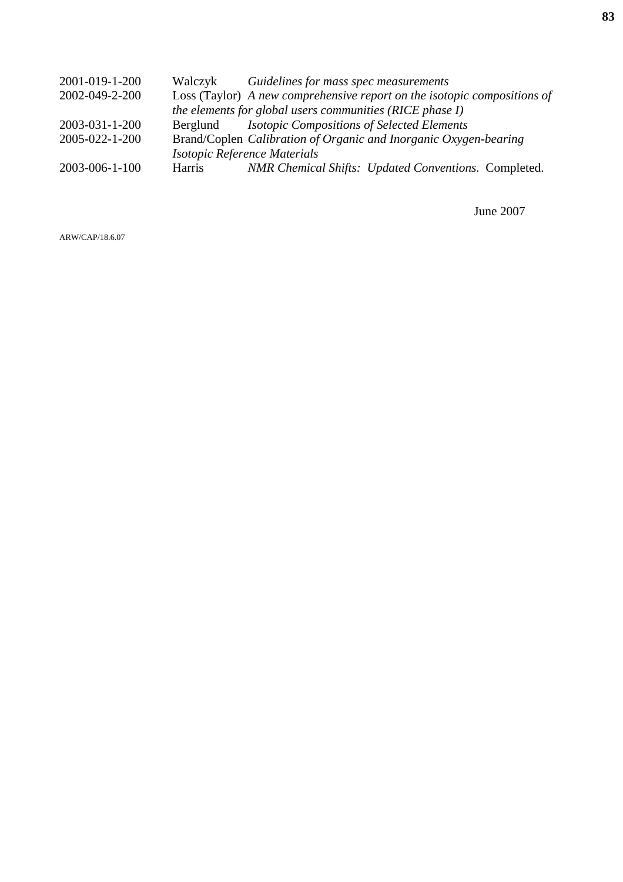2001-019-1-200 Walczyk *Guidelines for mass spec measurements*
2002-049-2-200 Loss (Taylor) *A new comprehensive report on the isotopic compositions of the elements for global users communities (RICE phase I)*
2003-031-1-200 Berglund *Isotopic Compositions of Selected Elements*
2005-022-1-200 Brand/Coplen *Calibration of Organic and Inorganic Oxygen-bearing Isotopic Reference Materials*
2003-006-1-100 Harris *NMR Chemical Shifts: Updated Conventions.* Completed.

June 2007

ARW/CAP/18.6.07